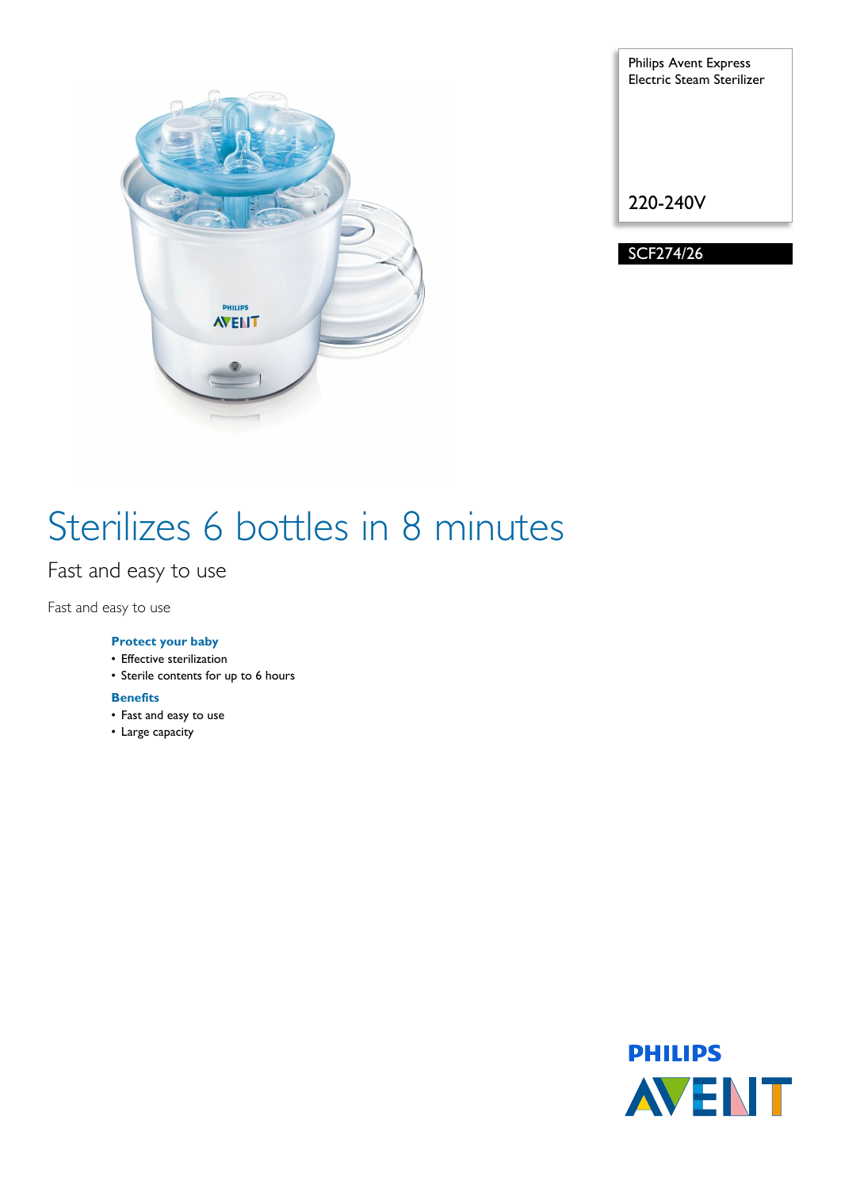Philips Avent Express Electric Steam Sterilizer

220-240V

SCF274/26

# Sterilizes 6 bottles in 8 minutes

## Fast and easy to use

Fast and easy to use

**Protect your baby**
- Effective sterilization
- Sterile contents for up to 6 hours

**Benefits**
- Fast and easy to use
- Large capacity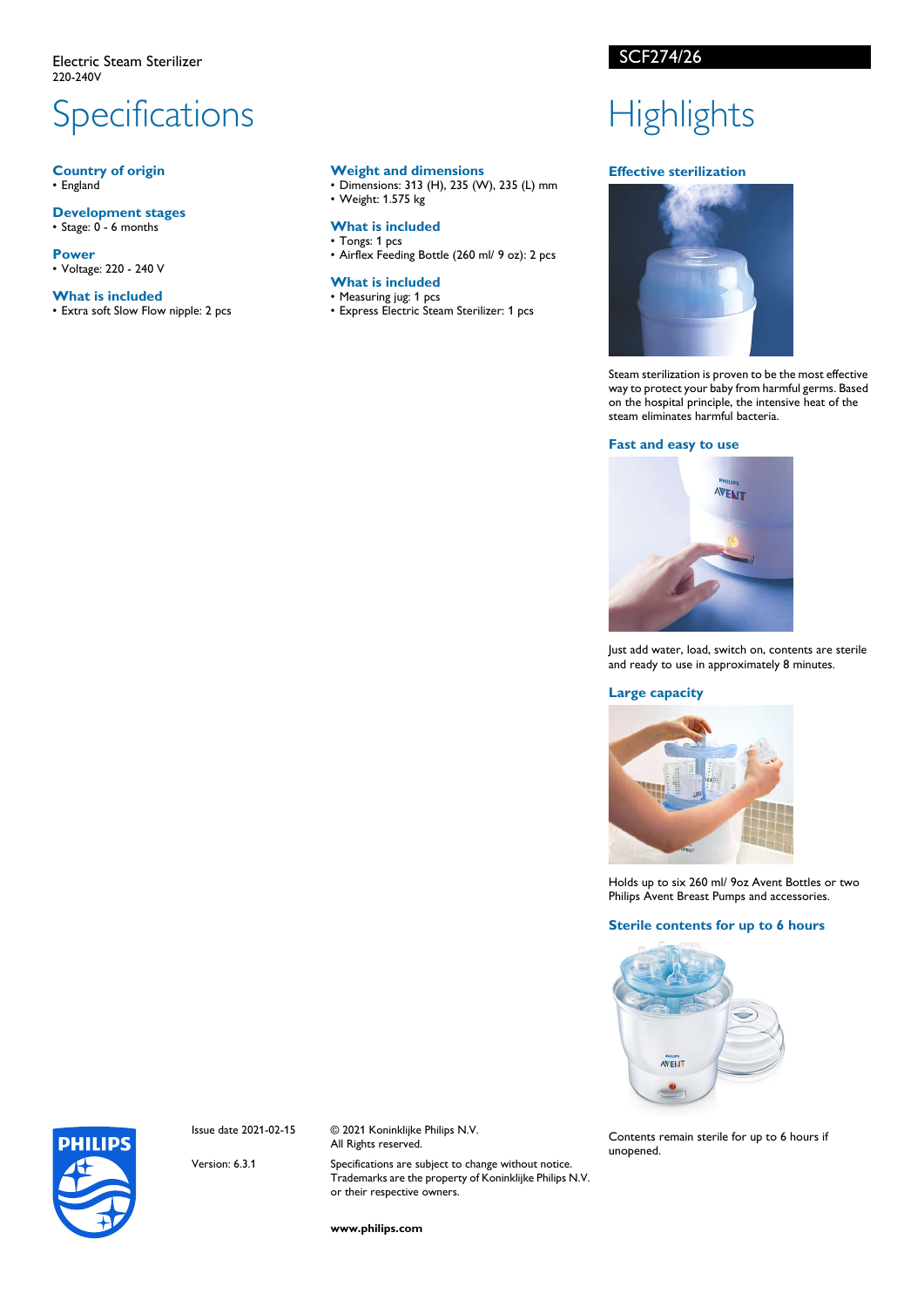Electric Steam Sterilizer
220-240V

SCF274/26

# Specifications

### Country of origin
- England

### Development stages
- Stage: 0 - 6 months

### Power
- Voltage: 220 - 240 V

### What is included
- Extra soft Slow Flow nipple: 2 pcs

### Weight and dimensions
- Dimensions: 313 (H), 235 (W), 235 (L) mm
- Weight: 1.575 kg

### What is included
- Tongs: 1 pcs
- Airflex Feeding Bottle (260 ml/ 9 oz): 2 pcs

### What is included
- Measuring jug: 1 pcs
- Express Electric Steam Sterilizer: 1 pcs

# Highlights

### Effective sterilization

Steam sterilization is proven to be the most effective way to protect your baby from harmful germs. Based on the hospital principle, the intensive heat of the steam eliminates harmful bacteria.

### Fast and easy to use

Just add water, load, switch on, contents are sterile and ready to use in approximately 8 minutes.

### Large capacity

Holds up to six 260 ml/ 9oz Avent Bottles or two Philips Avent Breast Pumps and accessories.

### Sterile contents for up to 6 hours

Contents remain sterile for up to 6 hours if unopened.

Issue date 2021-02-15

Version: 6.3.1

© 2021 Koninklijke Philips N.V.
All Rights reserved.

Specifications are subject to change without notice. Trademarks are the property of Koninklijke Philips N.V. or their respective owners.

**www.philips.com**